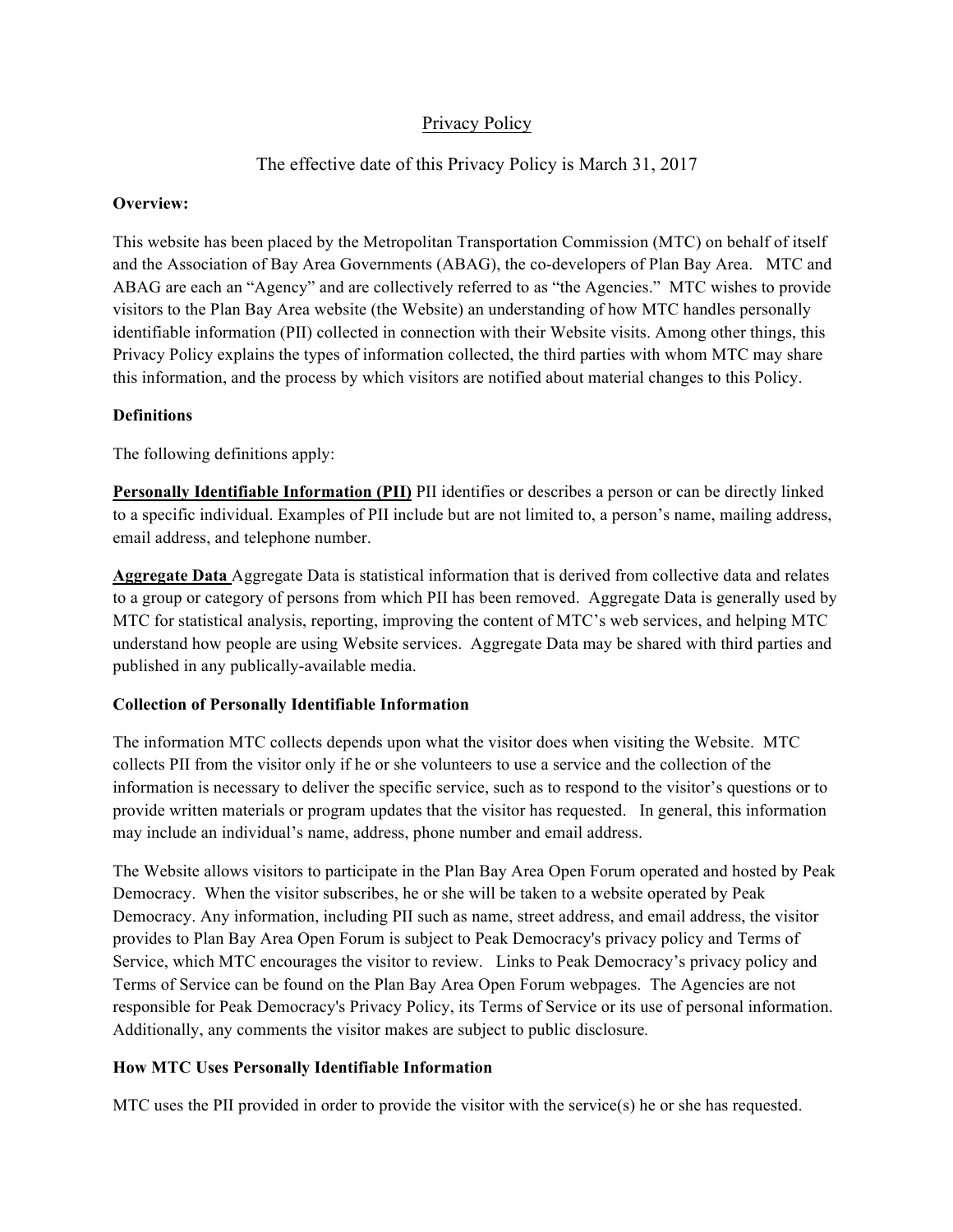# Privacy Policy

The effective date of this Privacy Policy is March 31, 2017

**Overview:**

This website has been placed by the Metropolitan Transportation Commission (MTC) on behalf of itself and the Association of Bay Area Governments (ABAG), the co-developers of Plan Bay Area. MTC and ABAG are each an "Agency" and are collectively referred to as "the Agencies." MTC wishes to provide visitors to the Plan Bay Area website (the Website) an understanding of how MTC handles personally identifiable information (PII) collected in connection with their Website visits. Among other things, this Privacy Policy explains the types of information collected, the third parties with whom MTC may share this information, and the process by which visitors are notified about material changes to this Policy.

**Definitions**

The following definitions apply:

**Personally Identifiable Information (PII)** PII identifies or describes a person or can be directly linked to a specific individual. Examples of PII include but are not limited to, a person's name, mailing address, email address, and telephone number.

**Aggregate Data** Aggregate Data is statistical information that is derived from collective data and relates to a group or category of persons from which PII has been removed. Aggregate Data is generally used by MTC for statistical analysis, reporting, improving the content of MTC's web services, and helping MTC understand how people are using Website services. Aggregate Data may be shared with third parties and published in any publically-available media.

**Collection of Personally Identifiable Information**

The information MTC collects depends upon what the visitor does when visiting the Website. MTC collects PII from the visitor only if he or she volunteers to use a service and the collection of the information is necessary to deliver the specific service, such as to respond to the visitor's questions or to provide written materials or program updates that the visitor has requested. In general, this information may include an individual's name, address, phone number and email address.

The Website allows visitors to participate in the Plan Bay Area Open Forum operated and hosted by Peak Democracy. When the visitor subscribes, he or she will be taken to a website operated by Peak Democracy. Any information, including PII such as name, street address, and email address, the visitor provides to Plan Bay Area Open Forum is subject to Peak Democracy's privacy policy and Terms of Service, which MTC encourages the visitor to review. Links to Peak Democracy's privacy policy and Terms of Service can be found on the Plan Bay Area Open Forum webpages. The Agencies are not responsible for Peak Democracy's Privacy Policy, its Terms of Service or its use of personal information. Additionally, any comments the visitor makes are subject to public disclosure.

**How MTC Uses Personally Identifiable Information**

MTC uses the PII provided in order to provide the visitor with the service(s) he or she has requested.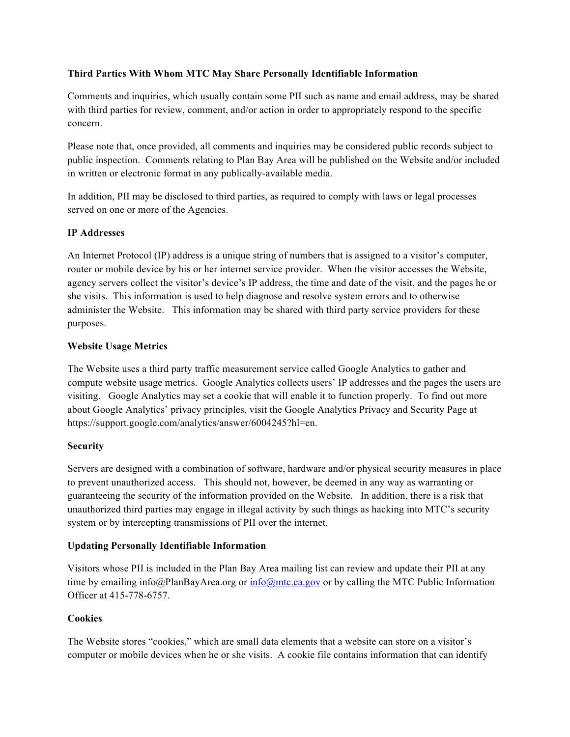**Third Parties With Whom MTC May Share Personally Identifiable Information**

Comments and inquiries, which usually contain some PII such as name and email address, may be shared with third parties for review, comment, and/or action in order to appropriately respond to the specific concern.

Please note that, once provided, all comments and inquiries may be considered public records subject to public inspection. Comments relating to Plan Bay Area will be published on the Website and/or included in written or electronic format in any publically-available media.

In addition, PII may be disclosed to third parties, as required to comply with laws or legal processes served on one or more of the Agencies.

**IP Addresses**

An Internet Protocol (IP) address is a unique string of numbers that is assigned to a visitor's computer, router or mobile device by his or her internet service provider. When the visitor accesses the Website, agency servers collect the visitor's device's IP address, the time and date of the visit, and the pages he or she visits. This information is used to help diagnose and resolve system errors and to otherwise administer the Website. This information may be shared with third party service providers for these purposes.

**Website Usage Metrics**

The Website uses a third party traffic measurement service called Google Analytics to gather and compute website usage metrics. Google Analytics collects users' IP addresses and the pages the users are visiting. Google Analytics may set a cookie that will enable it to function properly. To find out more about Google Analytics' privacy principles, visit the Google Analytics Privacy and Security Page at https://support.google.com/analytics/answer/6004245?hl=en.

**Security**

Servers are designed with a combination of software, hardware and/or physical security measures in place to prevent unauthorized access. This should not, however, be deemed in any way as warranting or guaranteeing the security of the information provided on the Website. In addition, there is a risk that unauthorized third parties may engage in illegal activity by such things as hacking into MTC's security system or by intercepting transmissions of PII over the internet.

**Updating Personally Identifiable Information**

Visitors whose PII is included in the Plan Bay Area mailing list can review and update their PII at any time by emailing info@PlanBayArea.org or info@mtc.ca.gov or by calling the MTC Public Information Officer at 415-778-6757.

**Cookies**

The Website stores "cookies," which are small data elements that a website can store on a visitor's computer or mobile devices when he or she visits. A cookie file contains information that can identify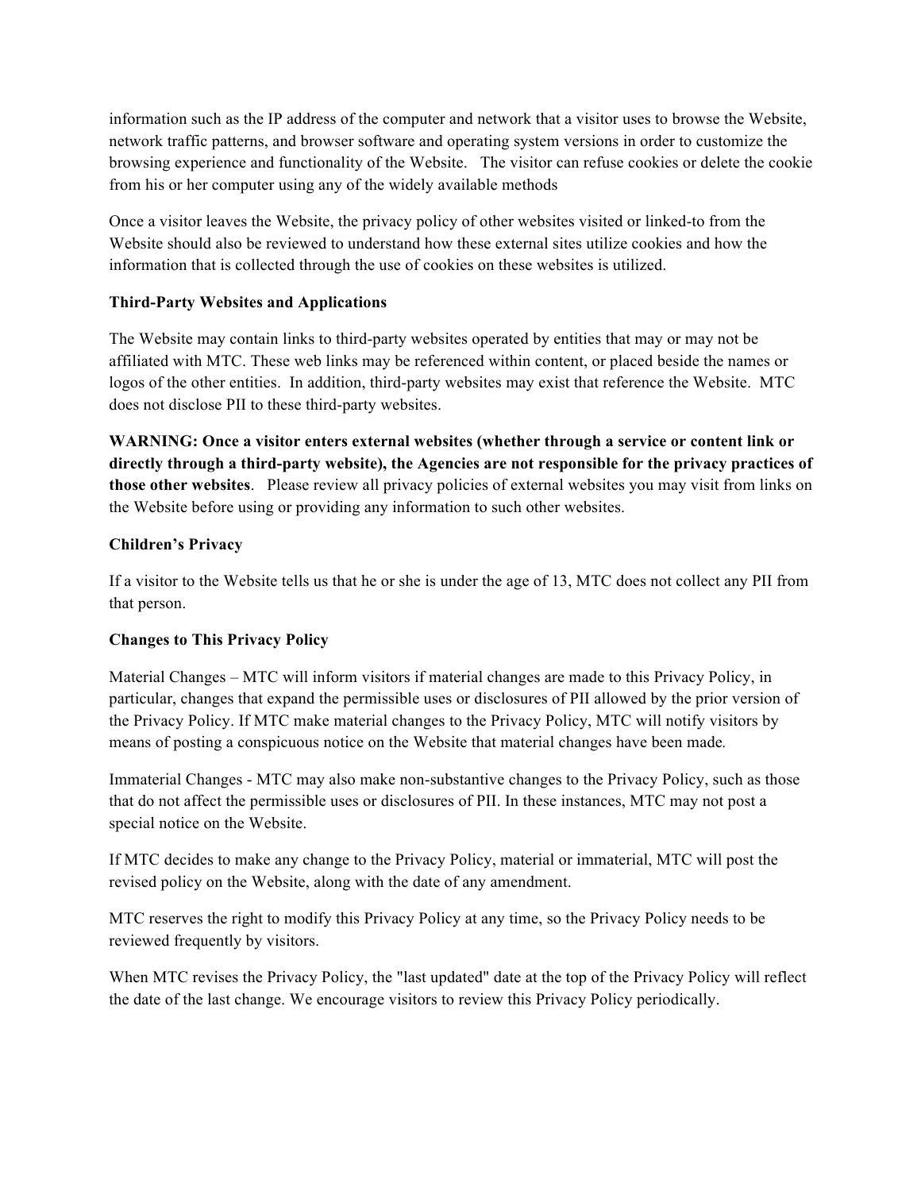information such as the IP address of the computer and network that a visitor uses to browse the Website, network traffic patterns, and browser software and operating system versions in order to customize the browsing experience and functionality of the Website. The visitor can refuse cookies or delete the cookie from his or her computer using any of the widely available methods

Once a visitor leaves the Website, the privacy policy of other websites visited or linked-to from the Website should also be reviewed to understand how these external sites utilize cookies and how the information that is collected through the use of cookies on these websites is utilized.

**Third-Party Websites and Applications**

The Website may contain links to third-party websites operated by entities that may or may not be affiliated with MTC. These web links may be referenced within content, or placed beside the names or logos of the other entities. In addition, third-party websites may exist that reference the Website. MTC does not disclose PII to these third-party websites.

**WARNING: Once a visitor enters external websites (whether through a service or content link or directly through a third-party website), the Agencies are not responsible for the privacy practices of those other websites**. Please review all privacy policies of external websites you may visit from links on the Website before using or providing any information to such other websites.

**Children's Privacy**

If a visitor to the Website tells us that he or she is under the age of 13, MTC does not collect any PII from that person.

**Changes to This Privacy Policy**

Material Changes – MTC will inform visitors if material changes are made to this Privacy Policy, in particular, changes that expand the permissible uses or disclosures of PII allowed by the prior version of the Privacy Policy. If MTC make material changes to the Privacy Policy, MTC will notify visitors by means of posting a conspicuous notice on the Website that material changes have been made.

Immaterial Changes - MTC may also make non-substantive changes to the Privacy Policy, such as those that do not affect the permissible uses or disclosures of PII. In these instances, MTC may not post a special notice on the Website.

If MTC decides to make any change to the Privacy Policy, material or immaterial, MTC will post the revised policy on the Website, along with the date of any amendment.

MTC reserves the right to modify this Privacy Policy at any time, so the Privacy Policy needs to be reviewed frequently by visitors.

When MTC revises the Privacy Policy, the "last updated" date at the top of the Privacy Policy will reflect the date of the last change. We encourage visitors to review this Privacy Policy periodically.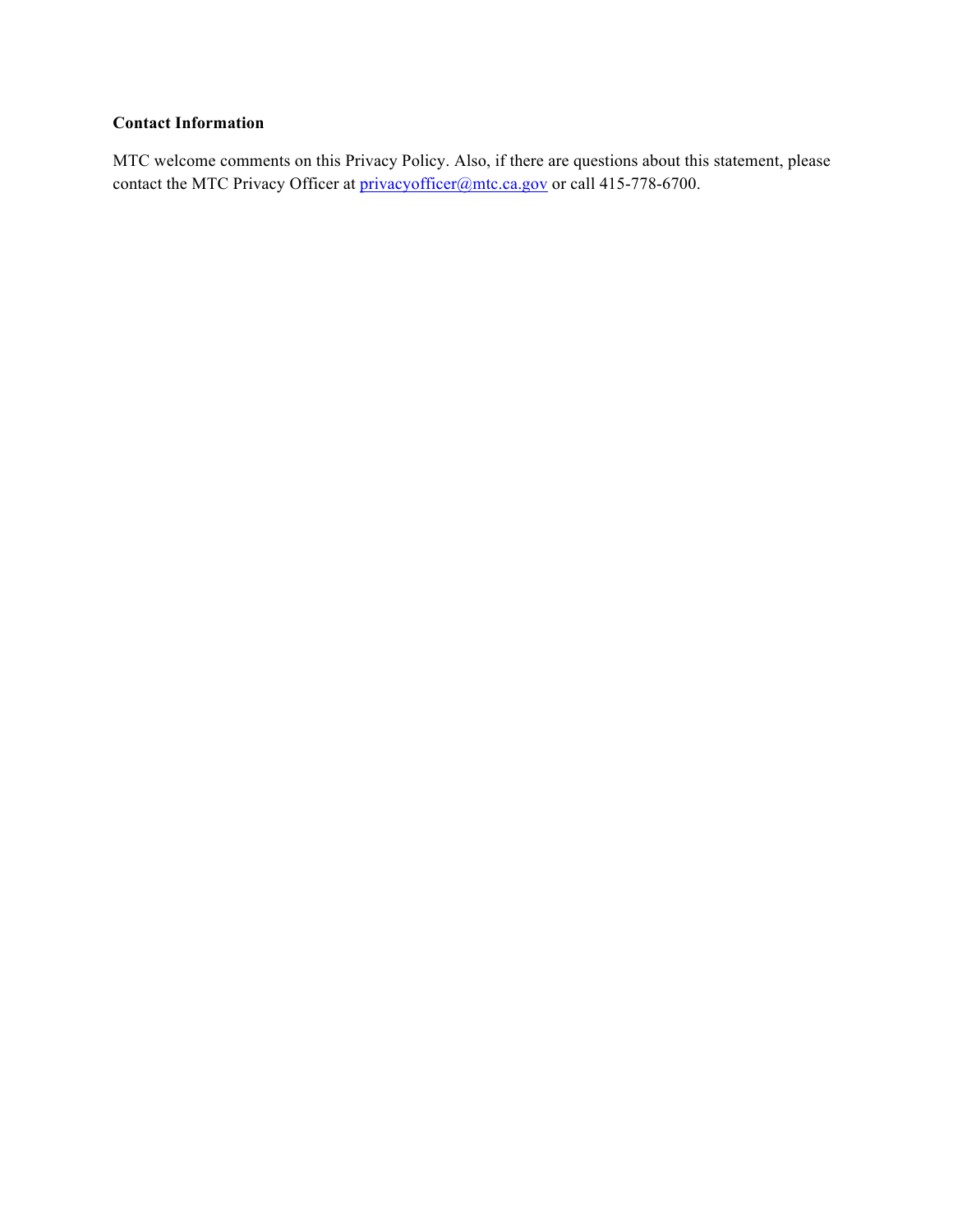**Contact Information**

MTC welcome comments on this Privacy Policy. Also, if there are questions about this statement, please contact the MTC Privacy Officer at privacyofficer@mtc.ca.gov or call 415-778-6700.